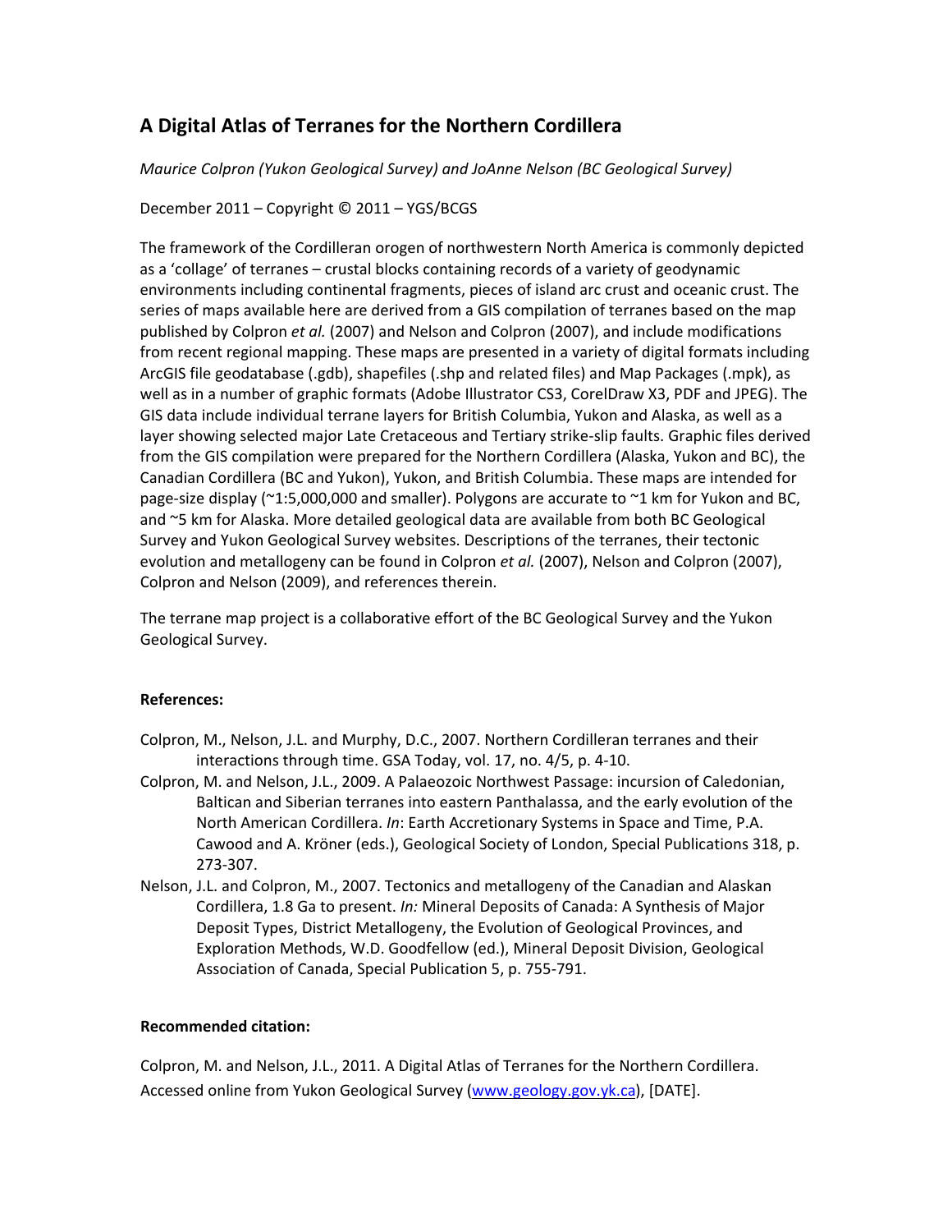# A Digital Atlas of Terranes for the Northern Cordillera

*Maurice Colpron (Yukon Geological Survey) and JoAnne Nelson (BC Geological Survey)*

December 2011 – Copyright © 2011 – YGS/BCGS

The framework of the Cordilleran orogen of northwestern North America is commonly depicted as a 'collage' of terranes – crustal blocks containing records of a variety of geodynamic environments including continental fragments, pieces of island arc crust and oceanic crust. The series of maps available here are derived from a GIS compilation of terranes based on the map published by Colpron *et al.* (2007) and Nelson and Colpron (2007), and include modifications from recent regional mapping. These maps are presented in a variety of digital formats including ArcGIS file geodatabase (.gdb), shapefiles (.shp and related files) and Map Packages (.mpk), as well as in a number of graphic formats (Adobe Illustrator CS3, CorelDraw X3, PDF and JPEG). The GIS data include individual terrane layers for British Columbia, Yukon and Alaska, as well as a layer showing selected major Late Cretaceous and Tertiary strike-slip faults. Graphic files derived from the GIS compilation were prepared for the Northern Cordillera (Alaska, Yukon and BC), the Canadian Cordillera (BC and Yukon), Yukon, and British Columbia. These maps are intended for page-size display (~1:5,000,000 and smaller). Polygons are accurate to ~1 km for Yukon and BC, and ~5 km for Alaska. More detailed geological data are available from both BC Geological Survey and Yukon Geological Survey websites. Descriptions of the terranes, their tectonic evolution and metallogeny can be found in Colpron *et al.* (2007), Nelson and Colpron (2007), Colpron and Nelson (2009), and references therein.

The terrane map project is a collaborative effort of the BC Geological Survey and the Yukon Geological Survey.

**References:**

Colpron, M., Nelson, J.L. and Murphy, D.C., 2007. Northern Cordilleran terranes and their interactions through time. GSA Today, vol. 17, no. 4/5, p. 4-10.

Colpron, M. and Nelson, J.L., 2009. A Palaeozoic Northwest Passage: incursion of Caledonian, Baltican and Siberian terranes into eastern Panthalassa, and the early evolution of the North American Cordillera. *In*: Earth Accretionary Systems in Space and Time, P.A. Cawood and A. Kröner (eds.), Geological Society of London, Special Publications 318, p. 273-307.

Nelson, J.L. and Colpron, M., 2007. Tectonics and metallogeny of the Canadian and Alaskan Cordillera, 1.8 Ga to present. *In:* Mineral Deposits of Canada: A Synthesis of Major Deposit Types, District Metallogeny, the Evolution of Geological Provinces, and Exploration Methods, W.D. Goodfellow (ed.), Mineral Deposit Division, Geological Association of Canada, Special Publication 5, p. 755-791.

**Recommended citation:**

Colpron, M. and Nelson, J.L., 2011. A Digital Atlas of Terranes for the Northern Cordillera. Accessed online from Yukon Geological Survey (www.geology.gov.yk.ca), [DATE].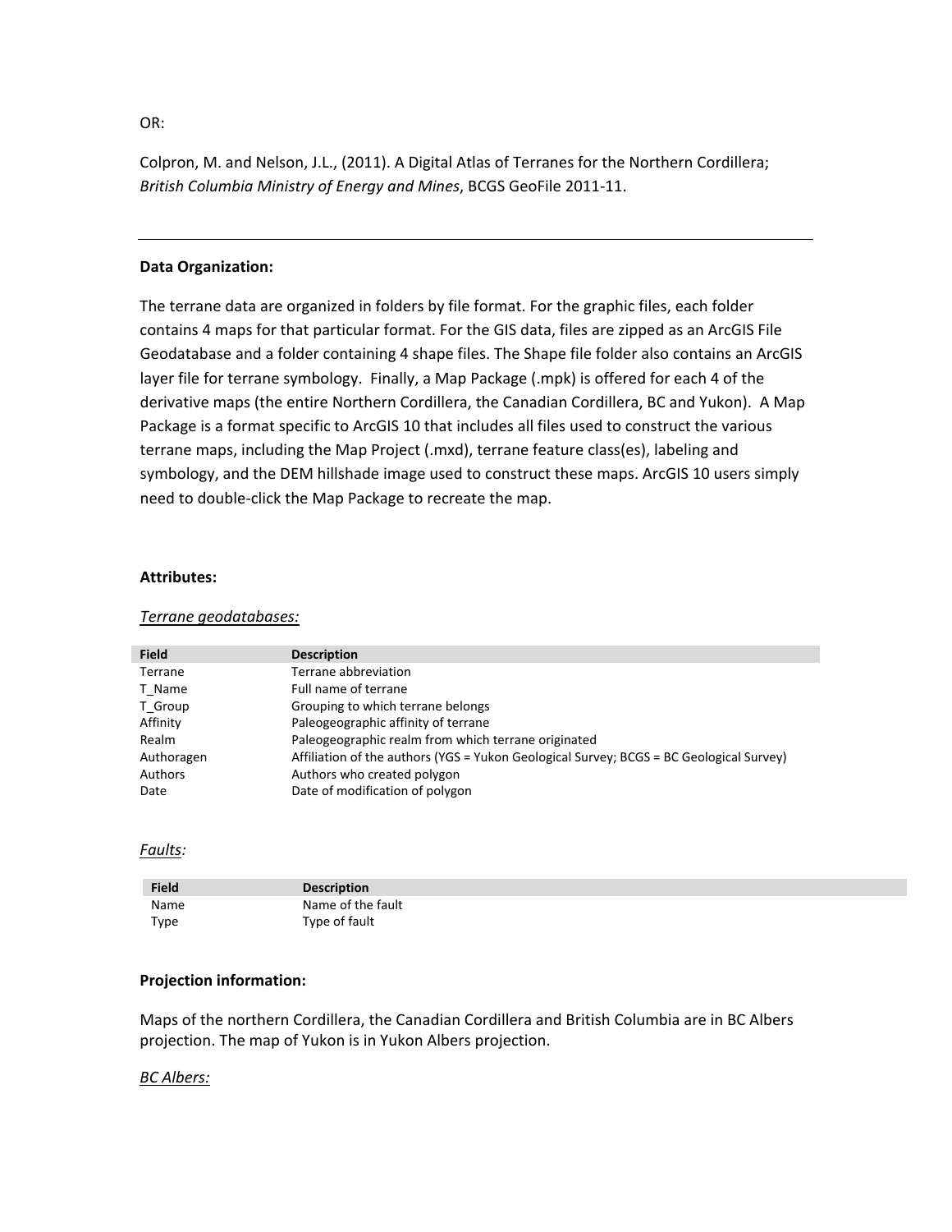OR:

Colpron, M. and Nelson, J.L., (2011). A Digital Atlas of Terranes for the Northern Cordillera; *British Columbia Ministry of Energy and Mines*, BCGS GeoFile 2011-11.

---

**Data Organization:**

The terrane data are organized in folders by file format. For the graphic files, each folder contains 4 maps for that particular format. For the GIS data, files are zipped as an ArcGIS File Geodatabase and a folder containing 4 shape files. The Shape file folder also contains an ArcGIS layer file for terrane symbology. Finally, a Map Package (.mpk) is offered for each 4 of the derivative maps (the entire Northern Cordillera, the Canadian Cordillera, BC and Yukon). A Map Package is a format specific to ArcGIS 10 that includes all files used to construct the various terrane maps, including the Map Project (.mxd), terrane feature class(es), labeling and symbology, and the DEM hillshade image used to construct these maps. ArcGIS 10 users simply need to double-click the Map Package to recreate the map.

**Attributes:**

*Terrane geodatabases:*

| Field | Description |
|---|---|
| Terrane | Terrane abbreviation |
| T_Name | Full name of terrane |
| T_Group | Grouping to which terrane belongs |
| Affinity | Paleogeographic affinity of terrane |
| Realm | Paleogeographic realm from which terrane originated |
| Authoragen | Affiliation of the authors (YGS = Yukon Geological Survey; BCGS = BC Geological Survey) |
| Authors | Authors who created polygon |
| Date | Date of modification of polygon |

*Faults:*

| Field | Description |
|---|---|
| Name | Name of the fault |
| Type | Type of fault |

**Projection information:**

Maps of the northern Cordillera, the Canadian Cordillera and British Columbia are in BC Albers projection. The map of Yukon is in Yukon Albers projection.

*BC Albers:*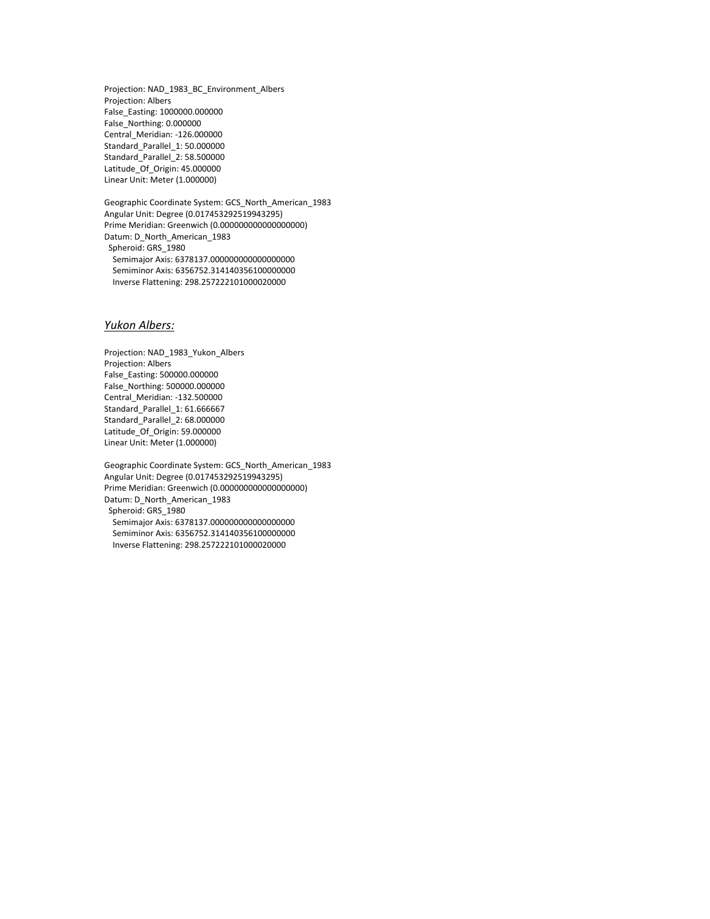Projection: NAD_1983_BC_Environment_Albers
Projection: Albers
False_Easting: 1000000.000000
False_Northing: 0.000000
Central_Meridian: -126.000000
Standard_Parallel_1: 50.000000
Standard_Parallel_2: 58.500000
Latitude_Of_Origin: 45.000000
Linear Unit: Meter (1.000000)

Geographic Coordinate System: GCS_North_American_1983
Angular Unit: Degree (0.017453292519943295)
Prime Meridian: Greenwich (0.000000000000000000)
Datum: D_North_American_1983
  Spheroid: GRS_1980
    Semimajor Axis: 6378137.000000000000000000
    Semiminor Axis: 6356752.314140356100000000
    Inverse Flattening: 298.257222101000020000

*Yukon Albers:*

Projection: NAD_1983_Yukon_Albers
Projection: Albers
False_Easting: 500000.000000
False_Northing: 500000.000000
Central_Meridian: -132.500000
Standard_Parallel_1: 61.666667
Standard_Parallel_2: 68.000000
Latitude_Of_Origin: 59.000000
Linear Unit: Meter (1.000000)

Geographic Coordinate System: GCS_North_American_1983
Angular Unit: Degree (0.017453292519943295)
Prime Meridian: Greenwich (0.000000000000000000)
Datum: D_North_American_1983
  Spheroid: GRS_1980
    Semimajor Axis: 6378137.000000000000000000
    Semiminor Axis: 6356752.314140356100000000
    Inverse Flattening: 298.257222101000020000